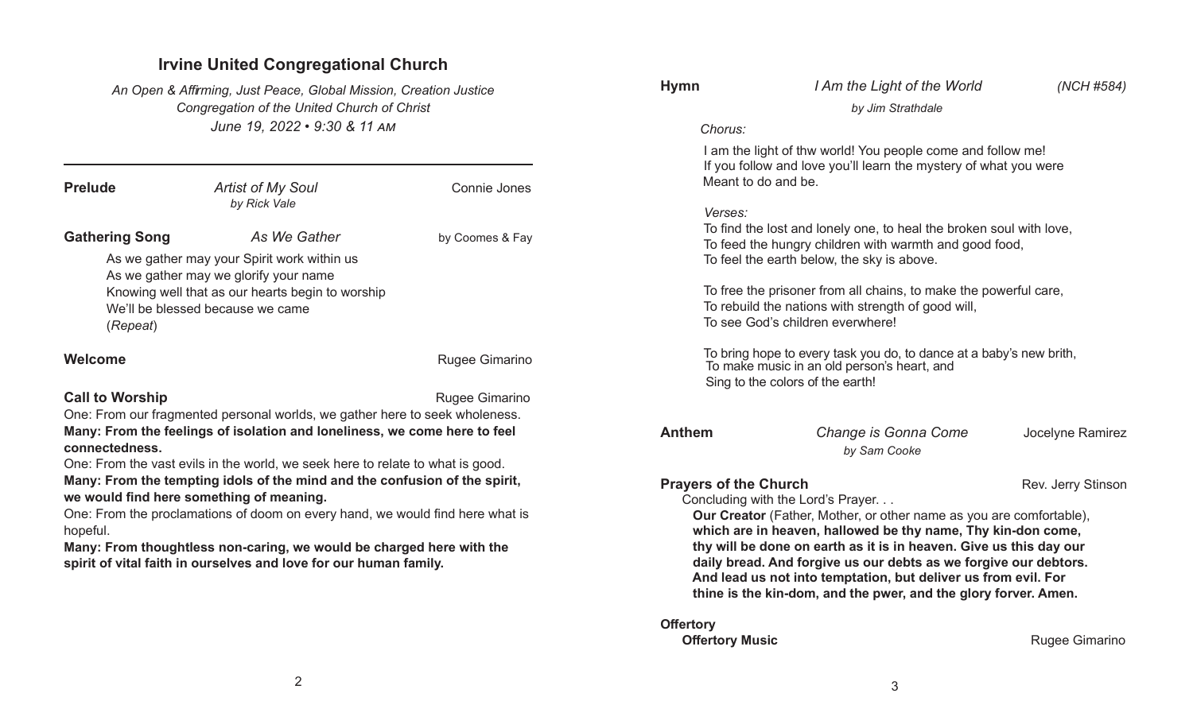# Irvine United Congregational Church

*An Open & Affirming, Just Peace, Global Mission, Creation Justice Congregation of the United Church of Christ*

*June 19, 2022 • 9:30 & 11 AM*

---

**Prelude** — *Artist of My Soul* *by Rick Vale* — Connie Jones

**Gathering Song** — *As We Gather* — by Coomes & Fay

As we gather may your Spirit work within us
As we gather may we glorify your name
Knowing well that as our hearts begin to worship
We'll be blessed because we came
(*Repeat*)

**Welcome** — Rugee Gimarino

**Call to Worship** — Rugee Gimarino

One: From our fragmented personal worlds, we gather here to seek wholeness.
**Many: From the feelings of isolation and loneliness, we come here to feel connectedness.**
One: From the vast evils in the world, we seek here to relate to what is good.
**Many: From the tempting idols of the mind and the confusion of the spirit, we would find here something of meaning.**
One: From the proclamations of doom on every hand, we would find here what is hopeful.
**Many: From thoughtless non-caring, we would be charged here with the spirit of vital faith in ourselves and love for our human family.**

**Hymn** — *I Am the Light of the World* *by Jim Strathdale* — *(NCH #584)*

*Chorus:*

I am the light of thw world! You people come and follow me!
If you follow and love you'll learn the mystery of what you were
Meant to do and be.

*Verses:*

To find the lost and lonely one, to heal the broken soul with love,
To feed the hungry children with warmth and good food,
To feel the earth below, the sky is above.

To free the prisoner from all chains, to make the powerful care,
To rebuild the nations with strength of good will,
To see God's children everwhere!

To bring hope to every task you do, to dance at a baby's new brith,
To make music in an old person's heart, and
Sing to the colors of the earth!

**Anthem** — *Change is Gonna Come* *by Sam Cooke* — Jocelyne Ramirez

**Prayers of the Church** — Rev. Jerry Stinson

Concluding with the Lord's Prayer. . .

**Our Creator** (Father, Mother, or other name as you are comfortable), **which are in heaven, hallowed be thy name, Thy kin-don come, thy will be done on earth as it is in heaven. Give us this day our daily bread. And forgive us our debts as we forgive our debtors. And lead us not into temptation, but deliver us from evil. For thine is the kin-dom, and the pwer, and the glory forver. Amen.**

**Offertory**

**Offertory Music** — Rugee Gimarino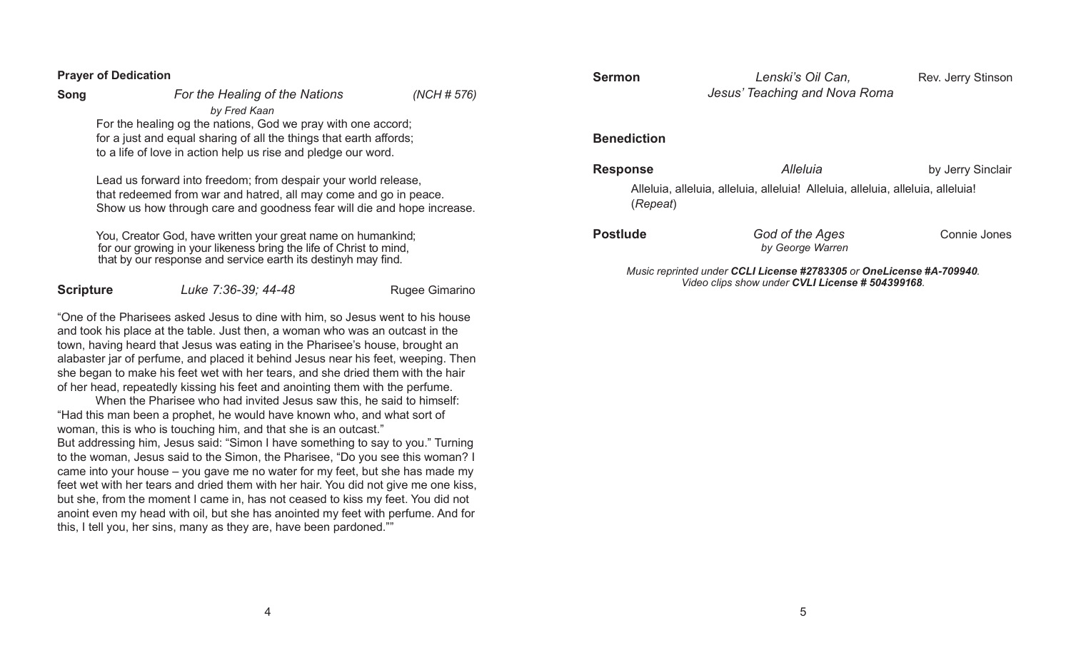**Prayer of Dedication**

**Song** *For the Healing of the Nations* *(NCH # 576)*
*by Fred Kaan*

For the healing og the nations, God we pray with one accord;
for a just and equal sharing of all the things that earth affords;
to a life of love in action help us rise and pledge our word.

Lead us forward into freedom; from despair your world release,
that redeemed from war and hatred, all may come and go in peace.
Show us how through care and goodness fear will die and hope increase.

You, Creator God, have written your great name on humankind;
for our growing in your likeness bring the life of Christ to mind,
that by our response and service earth its destinyh may find.

**Scripture** *Luke 7:36-39; 44-48* Rugee Gimarino

"One of the Pharisees asked Jesus to dine with him, so Jesus went to his house and took his place at the table. Just then, a woman who was an outcast in the town, having heard that Jesus was eating in the Pharisee's house, brought an alabaster jar of perfume, and placed it behind Jesus near his feet, weeping. Then she began to make his feet wet with her tears, and she dried them with the hair of her head, repeatedly kissing his feet and anointing them with the perfume.

When the Pharisee who had invited Jesus saw this, he said to himself: "Had this man been a prophet, he would have known who, and what sort of woman, this is who is touching him, and that she is an outcast."
But addressing him, Jesus said: "Simon I have something to say to you." Turning to the woman, Jesus said to the Simon, the Pharisee, "Do you see this woman? I came into your house – you gave me no water for my feet, but she has made my feet wet with her tears and dried them with her hair. You did not give me one kiss, but she, from the moment I came in, has not ceased to kiss my feet. You did not anoint even my head with oil, but she has anointed my feet with perfume. And for this, I tell you, her sins, many as they are, have been pardoned.""

**Sermon** *Lenski's Oil Can, Jesus' Teaching and Nova Roma* Rev. Jerry Stinson

**Benediction**

**Response** *Alleluia* by Jerry Sinclair

Alleluia, alleluia, alleluia, alleluia! Alleluia, alleluia, alleluia, alleluia! (*Repeat*)

**Postlude** *God of the Ages* Connie Jones
*by George Warren*

*Music reprinted under **CCLI License #2783305** or **OneLicense #A-709940**.*
*Video clips show under **CVLI License # 504399168**.*